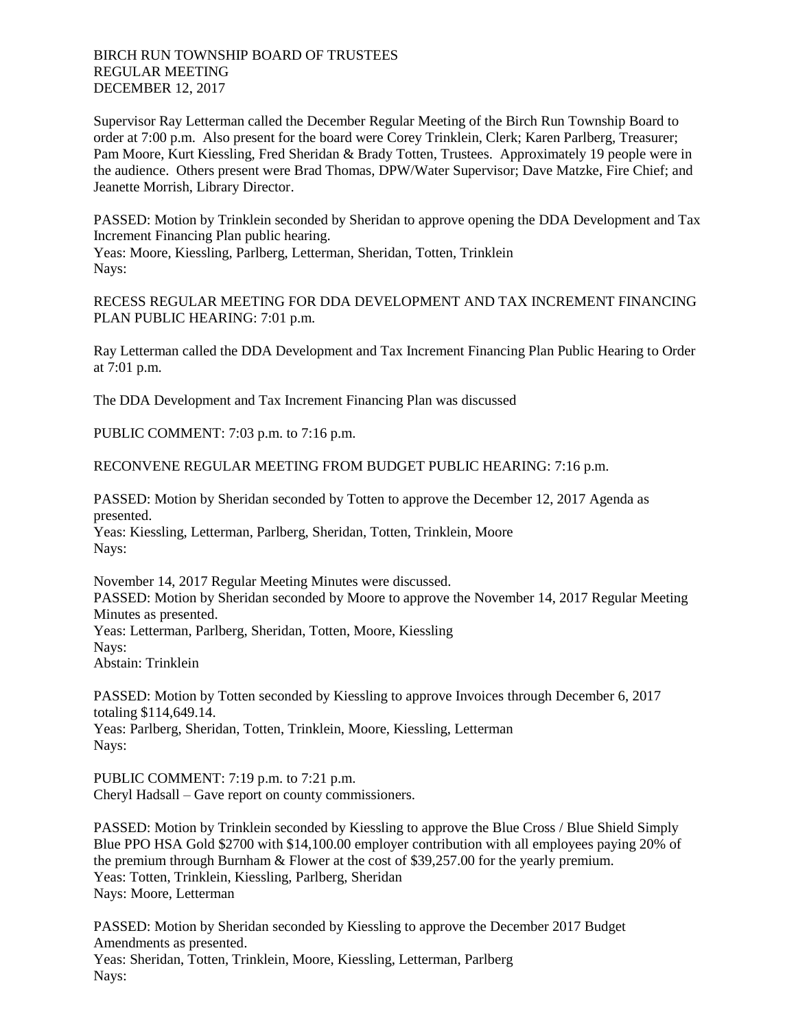BIRCH RUN TOWNSHIP BOARD OF TRUSTEES
REGULAR MEETING
DECEMBER 12, 2017

Supervisor Ray Letterman called the December Regular Meeting of the Birch Run Township Board to order at 7:00 p.m. Also present for the board were Corey Trinklein, Clerk; Karen Parlberg, Treasurer; Pam Moore, Kurt Kiessling, Fred Sheridan & Brady Totten, Trustees. Approximately 19 people were in the audience. Others present were Brad Thomas, DPW/Water Supervisor; Dave Matzke, Fire Chief; and Jeanette Morrish, Library Director.

PASSED: Motion by Trinklein seconded by Sheridan to approve opening the DDA Development and Tax Increment Financing Plan public hearing.
Yeas: Moore, Kiessling, Parlberg, Letterman, Sheridan, Totten, Trinklein
Nays:

RECESS REGULAR MEETING FOR DDA DEVELOPMENT AND TAX INCREMENT FINANCING PLAN PUBLIC HEARING: 7:01 p.m.

Ray Letterman called the DDA Development and Tax Increment Financing Plan Public Hearing to Order at 7:01 p.m.

The DDA Development and Tax Increment Financing Plan was discussed

PUBLIC COMMENT: 7:03 p.m. to 7:16 p.m.

RECONVENE REGULAR MEETING FROM BUDGET PUBLIC HEARING: 7:16 p.m.

PASSED: Motion by Sheridan seconded by Totten to approve the December 12, 2017 Agenda as presented.
Yeas: Kiessling, Letterman, Parlberg, Sheridan, Totten, Trinklein, Moore
Nays:

November 14, 2017 Regular Meeting Minutes were discussed.
PASSED: Motion by Sheridan seconded by Moore to approve the November 14, 2017 Regular Meeting Minutes as presented.
Yeas: Letterman, Parlberg, Sheridan, Totten, Moore, Kiessling
Nays:
Abstain: Trinklein

PASSED: Motion by Totten seconded by Kiessling to approve Invoices through December 6, 2017 totaling $114,649.14.
Yeas: Parlberg, Sheridan, Totten, Trinklein, Moore, Kiessling, Letterman
Nays:

PUBLIC COMMENT: 7:19 p.m. to 7:21 p.m.
Cheryl Hadsall – Gave report on county commissioners.

PASSED: Motion by Trinklein seconded by Kiessling to approve the Blue Cross / Blue Shield Simply Blue PPO HSA Gold $2700 with $14,100.00 employer contribution with all employees paying 20% of the premium through Burnham & Flower at the cost of $39,257.00 for the yearly premium.
Yeas: Totten, Trinklein, Kiessling, Parlberg, Sheridan
Nays: Moore, Letterman

PASSED: Motion by Sheridan seconded by Kiessling to approve the December 2017 Budget Amendments as presented.
Yeas: Sheridan, Totten, Trinklein, Moore, Kiessling, Letterman, Parlberg
Nays: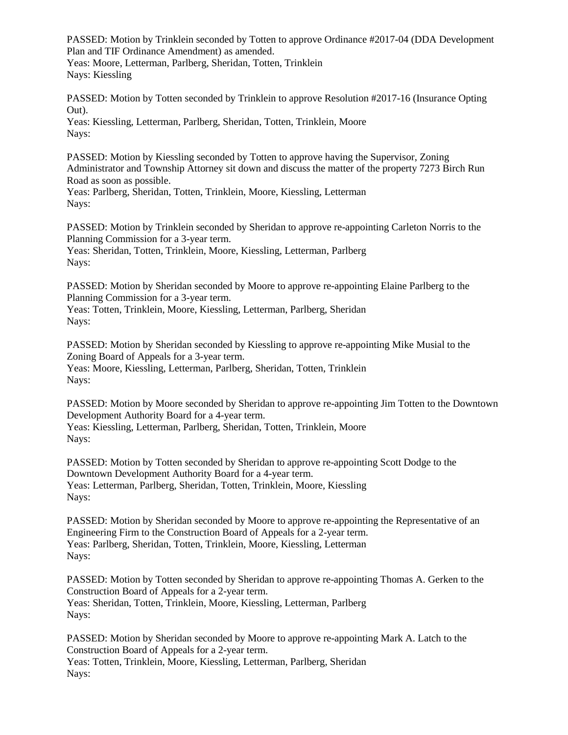PASSED: Motion by Trinklein seconded by Totten to approve Ordinance #2017-04 (DDA Development Plan and TIF Ordinance Amendment) as amended.
Yeas: Moore, Letterman, Parlberg, Sheridan, Totten, Trinklein
Nays: Kiessling

PASSED: Motion by Totten seconded by Trinklein to approve Resolution #2017-16 (Insurance Opting Out).
Yeas: Kiessling, Letterman, Parlberg, Sheridan, Totten, Trinklein, Moore
Nays:

PASSED: Motion by Kiessling seconded by Totten to approve having the Supervisor, Zoning Administrator and Township Attorney sit down and discuss the matter of the property 7273 Birch Run Road as soon as possible.
Yeas: Parlberg, Sheridan, Totten, Trinklein, Moore, Kiessling, Letterman
Nays:

PASSED: Motion by Trinklein seconded by Sheridan to approve re-appointing Carleton Norris to the Planning Commission for a 3-year term.
Yeas: Sheridan, Totten, Trinklein, Moore, Kiessling, Letterman, Parlberg
Nays:

PASSED: Motion by Sheridan seconded by Moore to approve re-appointing Elaine Parlberg to the Planning Commission for a 3-year term.
Yeas: Totten, Trinklein, Moore, Kiessling, Letterman, Parlberg, Sheridan
Nays:

PASSED: Motion by Sheridan seconded by Kiessling to approve re-appointing Mike Musial to the Zoning Board of Appeals for a 3-year term.
Yeas: Moore, Kiessling, Letterman, Parlberg, Sheridan, Totten, Trinklein
Nays:

PASSED: Motion by Moore seconded by Sheridan to approve re-appointing Jim Totten to the Downtown Development Authority Board for a 4-year term.
Yeas: Kiessling, Letterman, Parlberg, Sheridan, Totten, Trinklein, Moore
Nays:

PASSED: Motion by Totten seconded by Sheridan to approve re-appointing Scott Dodge to the Downtown Development Authority Board for a 4-year term.
Yeas: Letterman, Parlberg, Sheridan, Totten, Trinklein, Moore, Kiessling
Nays:

PASSED: Motion by Sheridan seconded by Moore to approve re-appointing the Representative of an Engineering Firm to the Construction Board of Appeals for a 2-year term.
Yeas: Parlberg, Sheridan, Totten, Trinklein, Moore, Kiessling, Letterman
Nays:

PASSED: Motion by Totten seconded by Sheridan to approve re-appointing Thomas A. Gerken to the Construction Board of Appeals for a 2-year term.
Yeas: Sheridan, Totten, Trinklein, Moore, Kiessling, Letterman, Parlberg
Nays:

PASSED: Motion by Sheridan seconded by Moore to approve re-appointing Mark A. Latch to the Construction Board of Appeals for a 2-year term.
Yeas: Totten, Trinklein, Moore, Kiessling, Letterman, Parlberg, Sheridan
Nays: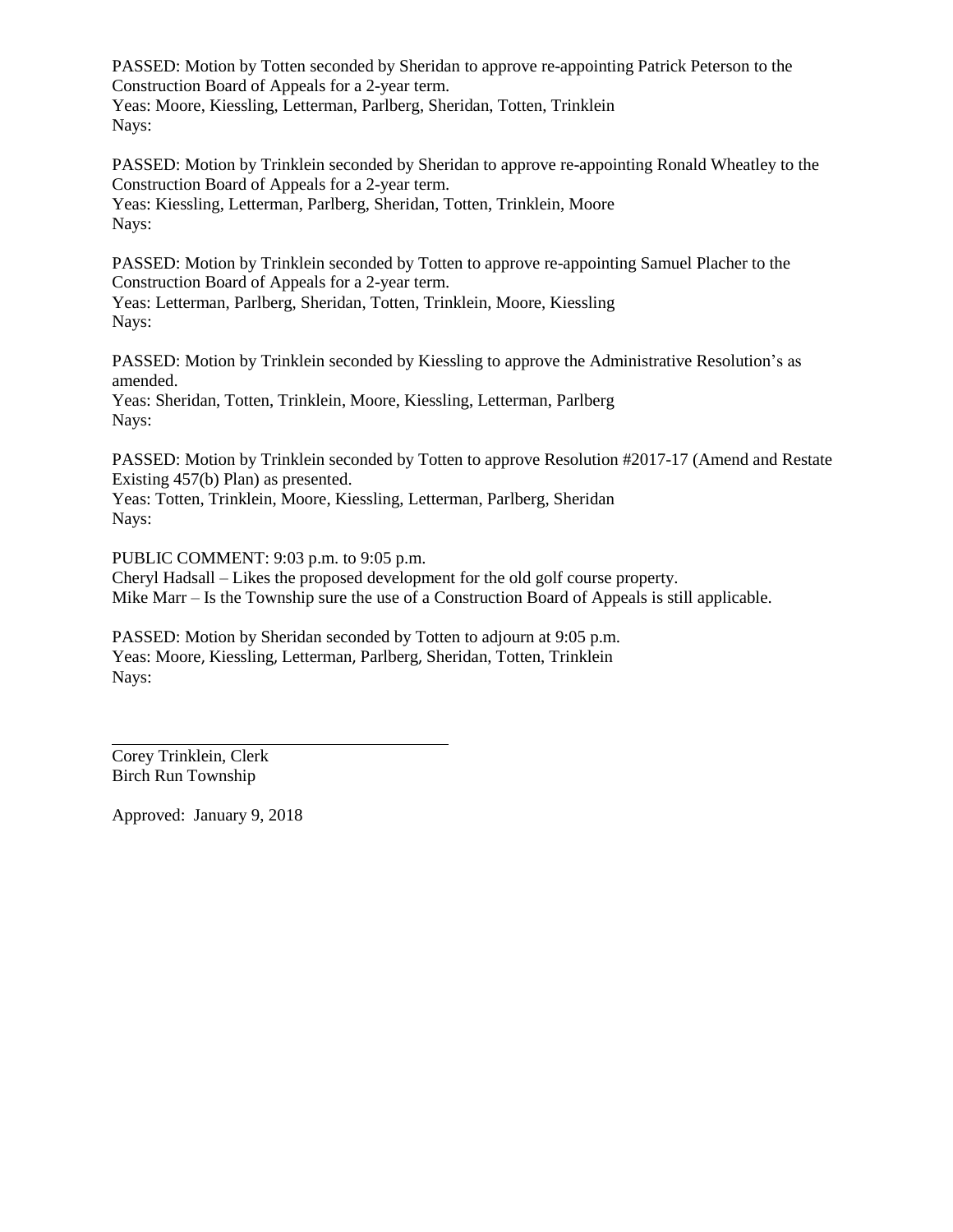PASSED: Motion by Totten seconded by Sheridan to approve re-appointing Patrick Peterson to the Construction Board of Appeals for a 2-year term.
Yeas: Moore, Kiessling, Letterman, Parlberg, Sheridan, Totten, Trinklein
Nays:

PASSED: Motion by Trinklein seconded by Sheridan to approve re-appointing Ronald Wheatley to the Construction Board of Appeals for a 2-year term.
Yeas: Kiessling, Letterman, Parlberg, Sheridan, Totten, Trinklein, Moore
Nays:

PASSED: Motion by Trinklein seconded by Totten to approve re-appointing Samuel Placher to the Construction Board of Appeals for a 2-year term.
Yeas: Letterman, Parlberg, Sheridan, Totten, Trinklein, Moore, Kiessling
Nays:

PASSED: Motion by Trinklein seconded by Kiessling to approve the Administrative Resolution's as amended.
Yeas: Sheridan, Totten, Trinklein, Moore, Kiessling, Letterman, Parlberg
Nays:

PASSED: Motion by Trinklein seconded by Totten to approve Resolution #2017-17 (Amend and Restate Existing 457(b) Plan) as presented.
Yeas: Totten, Trinklein, Moore, Kiessling, Letterman, Parlberg, Sheridan
Nays:

PUBLIC COMMENT: 9:03 p.m. to 9:05 p.m.
Cheryl Hadsall – Likes the proposed development for the old golf course property.
Mike Marr – Is the Township sure the use of a Construction Board of Appeals is still applicable.

PASSED: Motion by Sheridan seconded by Totten to adjourn at 9:05 p.m.
Yeas: Moore, Kiessling, Letterman, Parlberg, Sheridan, Totten, Trinklein
Nays:

\_\_\_\_\_\_\_\_\_\_\_\_\_\_\_\_\_\_\_\_\_\_\_\_\_\_\_\_\_\_\_\_\_\_\_\_\_\_\_\_

Corey Trinklein, Clerk
Birch Run Township

Approved: January 9, 2018